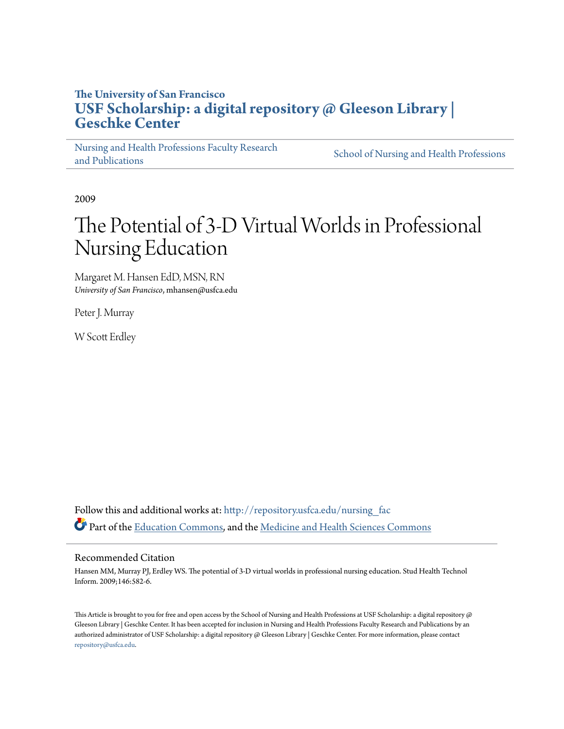**The University of San Francisco**

**USF Scholarship: a digital repository @ Gleeson Library | Geschke Center**

Nursing and Health Professions Faculty Research and Publications | School of Nursing and Health Professions

2009

# The Potential of 3-D Virtual Worlds in Professional Nursing Education

Margaret M. Hansen EdD, MSN, RN
*University of San Francisco*, mhansen@usfca.edu

Peter J. Murray

W Scott Erdley

Follow this and additional works at: http://repository.usfca.edu/nursing_fac

Part of the Education Commons, and the Medicine and Health Sciences Commons

## Recommended Citation

Hansen MM, Murray PJ, Erdley WS. The potential of 3-D virtual worlds in professional nursing education. Stud Health Technol Inform. 2009;146:582-6.

This Article is brought to you for free and open access by the School of Nursing and Health Professions at USF Scholarship: a digital repository @ Gleeson Library | Geschke Center. It has been accepted for inclusion in Nursing and Health Professions Faculty Research and Publications by an authorized administrator of USF Scholarship: a digital repository @ Gleeson Library | Geschke Center. For more information, please contact repository@usfca.edu.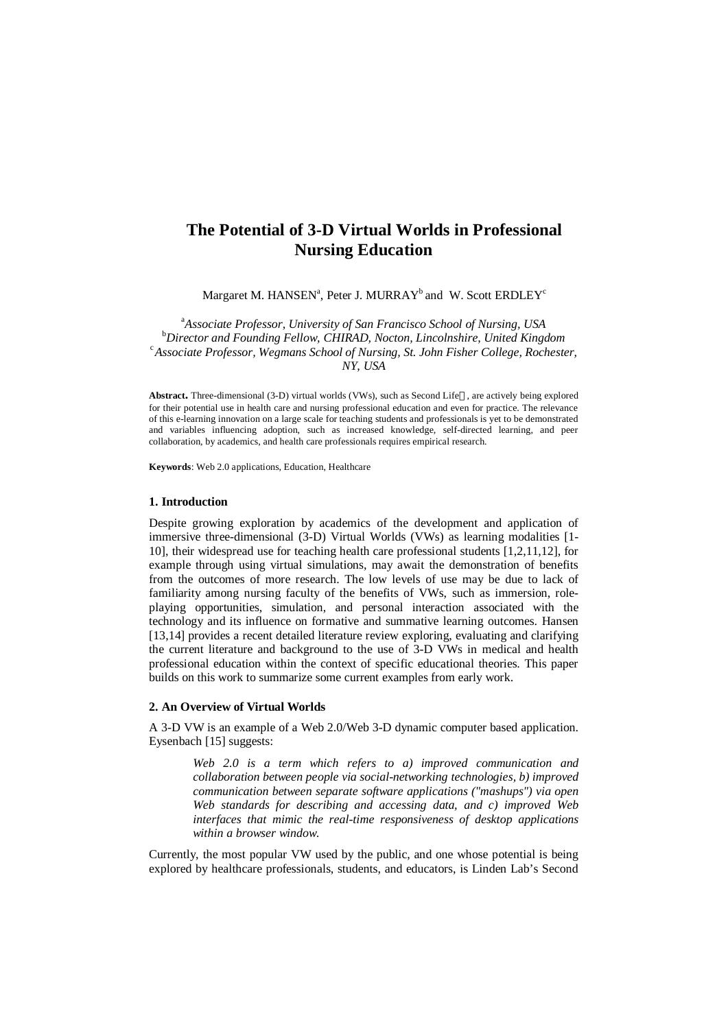# The Potential of 3-D Virtual Worlds in Professional Nursing Education

Margaret M. HANSEN[a], Peter J. MURRAY[b] and W. Scott ERDLEY[c]

[a]*Associate Professor, University of San Francisco School of Nursing, USA*
[b]*Director and Founding Fellow, CHIRAD, Nocton, Lincolnshire, United Kingdom*
[c]*Associate Professor, Wegmans School of Nursing, St. John Fisher College, Rochester, NY, USA*

**Abstract.** Three-dimensional (3-D) virtual worlds (VWs), such as Second Life, are actively being explored for their potential use in health care and nursing professional education and even for practice. The relevance of this e-learning innovation on a large scale for teaching students and professionals is yet to be demonstrated and variables influencing adoption, such as increased knowledge, self-directed learning, and peer collaboration, by academics, and health care professionals requires empirical research.

**Keywords**: Web 2.0 applications, Education, Healthcare

### 1. Introduction

Despite growing exploration by academics of the development and application of immersive three-dimensional (3-D) Virtual Worlds (VWs) as learning modalities [1-10], their widespread use for teaching health care professional students [1,2,11,12], for example through using virtual simulations, may await the demonstration of benefits from the outcomes of more research. The low levels of use may be due to lack of familiarity among nursing faculty of the benefits of VWs, such as immersion, role-playing opportunities, simulation, and personal interaction associated with the technology and its influence on formative and summative learning outcomes. Hansen [13,14] provides a recent detailed literature review exploring, evaluating and clarifying the current literature and background to the use of 3-D VWs in medical and health professional education within the context of specific educational theories. This paper builds on this work to summarize some current examples from early work.

### 2. An Overview of Virtual Worlds

A 3-D VW is an example of a Web 2.0/Web 3-D dynamic computer based application. Eysenbach [15] suggests:

> *Web 2.0 is a term which refers to a) improved communication and collaboration between people via social-networking technologies, b) improved communication between separate software applications ("mashups") via open Web standards for describing and accessing data, and c) improved Web interfaces that mimic the real-time responsiveness of desktop applications within a browser window.*

Currently, the most popular VW used by the public, and one whose potential is being explored by healthcare professionals, students, and educators, is Linden Lab's Second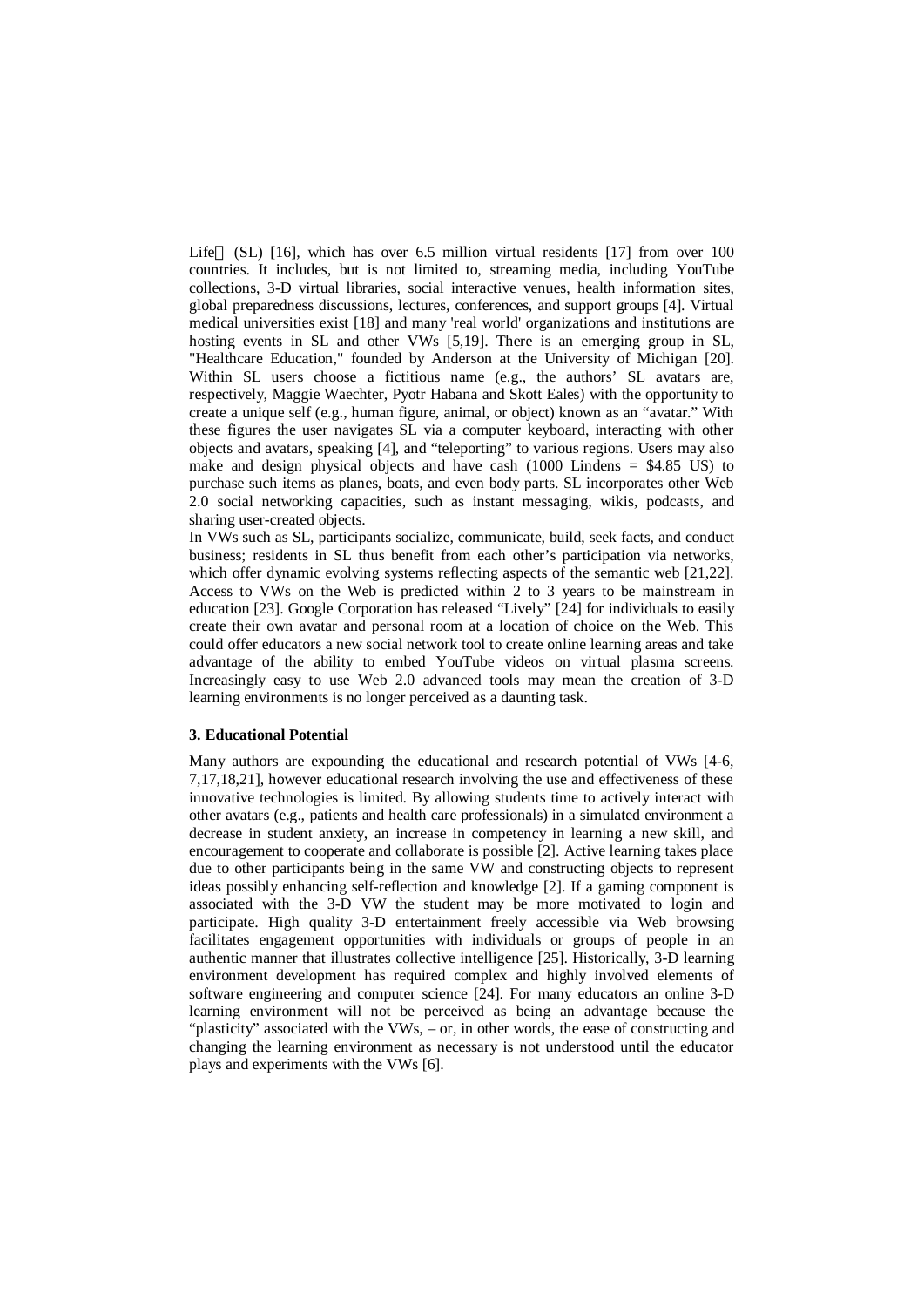Life (SL) [16], which has over 6.5 million virtual residents [17] from over 100 countries. It includes, but is not limited to, streaming media, including YouTube collections, 3-D virtual libraries, social interactive venues, health information sites, global preparedness discussions, lectures, conferences, and support groups [4]. Virtual medical universities exist [18] and many 'real world' organizations and institutions are hosting events in SL and other VWs [5,19]. There is an emerging group in SL, "Healthcare Education," founded by Anderson at the University of Michigan [20]. Within SL users choose a fictitious name (e.g., the authors' SL avatars are, respectively, Maggie Waechter, Pyotr Habana and Skott Eales) with the opportunity to create a unique self (e.g., human figure, animal, or object) known as an "avatar." With these figures the user navigates SL via a computer keyboard, interacting with other objects and avatars, speaking [4], and "teleporting" to various regions. Users may also make and design physical objects and have cash (1000 Lindens = $4.85 US) to purchase such items as planes, boats, and even body parts. SL incorporates other Web 2.0 social networking capacities, such as instant messaging, wikis, podcasts, and sharing user-created objects.

In VWs such as SL, participants socialize, communicate, build, seek facts, and conduct business; residents in SL thus benefit from each other's participation via networks, which offer dynamic evolving systems reflecting aspects of the semantic web [21,22]. Access to VWs on the Web is predicted within 2 to 3 years to be mainstream in education [23]. Google Corporation has released "Lively" [24] for individuals to easily create their own avatar and personal room at a location of choice on the Web. This could offer educators a new social network tool to create online learning areas and take advantage of the ability to embed YouTube videos on virtual plasma screens. Increasingly easy to use Web 2.0 advanced tools may mean the creation of 3-D learning environments is no longer perceived as a daunting task.

### 3. Educational Potential

Many authors are expounding the educational and research potential of VWs [4-6, 7,17,18,21], however educational research involving the use and effectiveness of these innovative technologies is limited. By allowing students time to actively interact with other avatars (e.g., patients and health care professionals) in a simulated environment a decrease in student anxiety, an increase in competency in learning a new skill, and encouragement to cooperate and collaborate is possible [2]. Active learning takes place due to other participants being in the same VW and constructing objects to represent ideas possibly enhancing self-reflection and knowledge [2]. If a gaming component is associated with the 3-D VW the student may be more motivated to login and participate. High quality 3-D entertainment freely accessible via Web browsing facilitates engagement opportunities with individuals or groups of people in an authentic manner that illustrates collective intelligence [25]. Historically, 3-D learning environment development has required complex and highly involved elements of software engineering and computer science [24]. For many educators an online 3-D learning environment will not be perceived as being an advantage because the "plasticity" associated with the VWs, – or, in other words, the ease of constructing and changing the learning environment as necessary is not understood until the educator plays and experiments with the VWs [6].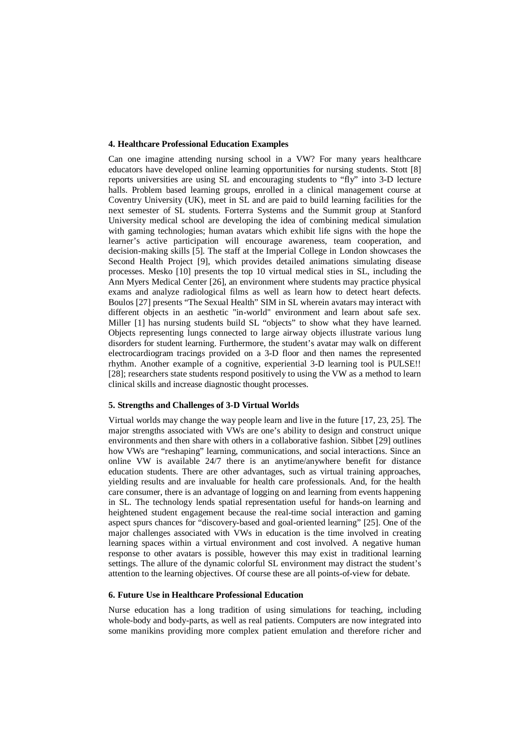**4. Healthcare Professional Education Examples**

Can one imagine attending nursing school in a VW? For many years healthcare educators have developed online learning opportunities for nursing students. Stott [8] reports universities are using SL and encouraging students to “fly” into 3-D lecture halls. Problem based learning groups, enrolled in a clinical management course at Coventry University (UK), meet in SL and are paid to build learning facilities for the next semester of SL students. Forterra Systems and the Summit group at Stanford University medical school are developing the idea of combining medical simulation with gaming technologies; human avatars which exhibit life signs with the hope the learner’s active participation will encourage awareness, team cooperation, and decision-making skills [5]. The staff at the Imperial College in London showcases the Second Health Project [9], which provides detailed animations simulating disease processes. Mesko [10] presents the top 10 virtual medical sties in SL, including the Ann Myers Medical Center [26], an environment where students may practice physical exams and analyze radiological films as well as learn how to detect heart defects. Boulos [27] presents “The Sexual Health” SIM in SL wherein avatars may interact with different objects in an aesthetic "in-world" environment and learn about safe sex. Miller [1] has nursing students build SL “objects” to show what they have learned. Objects representing lungs connected to large airway objects illustrate various lung disorders for student learning. Furthermore, the student’s avatar may walk on different electrocardiogram tracings provided on a 3-D floor and then names the represented rhythm. Another example of a cognitive, experiential 3-D learning tool is PULSE!! [28]; researchers state students respond positively to using the VW as a method to learn clinical skills and increase diagnostic thought processes.

**5. Strengths and Challenges of 3-D Virtual Worlds**

Virtual worlds may change the way people learn and live in the future [17, 23, 25]. The major strengths associated with VWs are one’s ability to design and construct unique environments and then share with others in a collaborative fashion. Sibbet [29] outlines how VWs are “reshaping” learning, communications, and social interactions. Since an online VW is available 24/7 there is an anytime/anywhere benefit for distance education students. There are other advantages, such as virtual training approaches, yielding results and are invaluable for health care professionals. And, for the health care consumer, there is an advantage of logging on and learning from events happening in SL. The technology lends spatial representation useful for hands-on learning and heightened student engagement because the real-time social interaction and gaming aspect spurs chances for “discovery-based and goal-oriented learning” [25]. One of the major challenges associated with VWs in education is the time involved in creating learning spaces within a virtual environment and cost involved. A negative human response to other avatars is possible, however this may exist in traditional learning settings. The allure of the dynamic colorful SL environment may distract the student’s attention to the learning objectives. Of course these are all points-of-view for debate.

**6. Future Use in Healthcare Professional Education**

Nurse education has a long tradition of using simulations for teaching, including whole-body and body-parts, as well as real patients. Computers are now integrated into some manikins providing more complex patient emulation and therefore richer and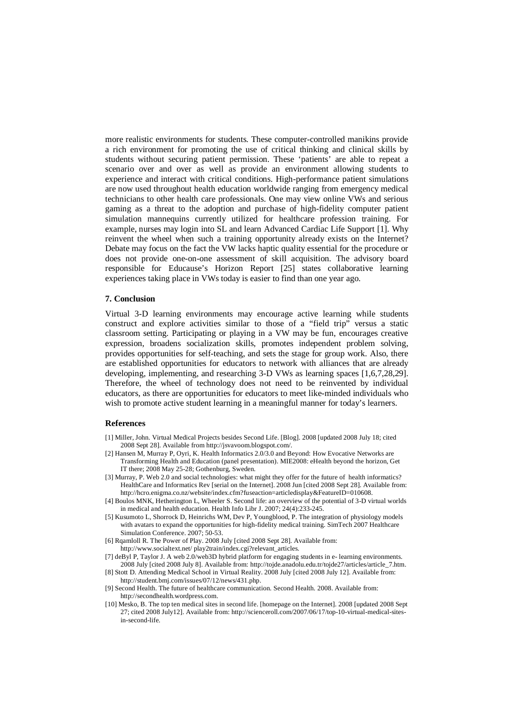more realistic environments for students. These computer-controlled manikins provide a rich environment for promoting the use of critical thinking and clinical skills by students without securing patient permission. These 'patients' are able to repeat a scenario over and over as well as provide an environment allowing students to experience and interact with critical conditions. High-performance patient simulations are now used throughout health education worldwide ranging from emergency medical technicians to other health care professionals. One may view online VWs and serious gaming as a threat to the adoption and purchase of high-fidelity computer patient simulation mannequins currently utilized for healthcare profession training. For example, nurses may login into SL and learn Advanced Cardiac Life Support [1]. Why reinvent the wheel when such a training opportunity already exists on the Internet? Debate may focus on the fact the VW lacks haptic quality essential for the procedure or does not provide one-on-one assessment of skill acquisition. The advisory board responsible for Educause's Horizon Report [25] states collaborative learning experiences taking place in VWs today is easier to find than one year ago.

### 7. Conclusion

Virtual 3-D learning environments may encourage active learning while students construct and explore activities similar to those of a "field trip" versus a static classroom setting. Participating or playing in a VW may be fun, encourages creative expression, broadens socialization skills, promotes independent problem solving, provides opportunities for self-teaching, and sets the stage for group work. Also, there are established opportunities for educators to network with alliances that are already developing, implementing, and researching 3-D VWs as learning spaces [1,6,7,28,29]. Therefore, the wheel of technology does not need to be reinvented by individual educators, as there are opportunities for educators to meet like-minded individuals who wish to promote active student learning in a meaningful manner for today's learners.

### References

[1] Miller, John. Virtual Medical Projects besides Second Life. [Blog]. 2008 [updated 2008 July 18; cited 2008 Sept 28]. Available from http://jsvavoom.blogspot.com/.

[2] Hansen M, Murray P, Oyri, K. Health Informatics 2.0/3.0 and Beyond: How Evocative Networks are Transforming Health and Education (panel presentation). MIE2008: eHealth beyond the horizon, Get IT there; 2008 May 25-28; Gothenburg, Sweden.

[3] Murray, P. Web 2.0 and social technologies: what might they offer for the future of health informatics? HealthCare and Informatics Rev [serial on the Internet]. 2008 Jun [cited 2008 Sept 28]. Available from: http://hcro.enigma.co.nz/website/index.cfm?fuseaction=articledisplay&FeatureID=010608.

[4] Boulos MNK, Hetherington L, Wheeler S. Second life: an overview of the potential of 3-D virtual worlds in medical and health education. Health Info Libr J. 2007; 24(4):233-245.

[5] Kusumoto L, Shorrock D, Heinrichs WM, Dev P, Youngblood, P. The integration of physiology models with avatars to expand the opportunities for high-fidelity medical training. SimTech 2007 Healthcare Simulation Conference. 2007; 50-53.

[6] Rqamloll R. The Power of Play. 2008 July [cited 2008 Sept 28]. Available from: http://www.socialtext.net/ play2train/index.cgi?relevant_articles.

[7] deByl P, Taylor J. A web 2.0/web3D hybrid platform for engaging students in e- learning environments. 2008 July [cited 2008 July 8]. Available from: http://tojde.anadolu.edu.tr/tojde27/articles/article_7.htm.

[8] Stott D. Attending Medical School in Virtual Reality. 2008 July [cited 2008 July 12]. Available from: http://student.bmj.com/issues/07/12/news/431.php.

[9] Second Health. The future of healthcare communication. Second Health. 2008. Available from: http://secondhealth.wordpress.com.

[10] Mesko, B. The top ten medical sites in second life. [homepage on the Internet]. 2008 [updated 2008 Sept 27; cited 2008 July12]. Available from: http://scienceroll.com/2007/06/17/top-10-virtual-medical-sites-in-second-life.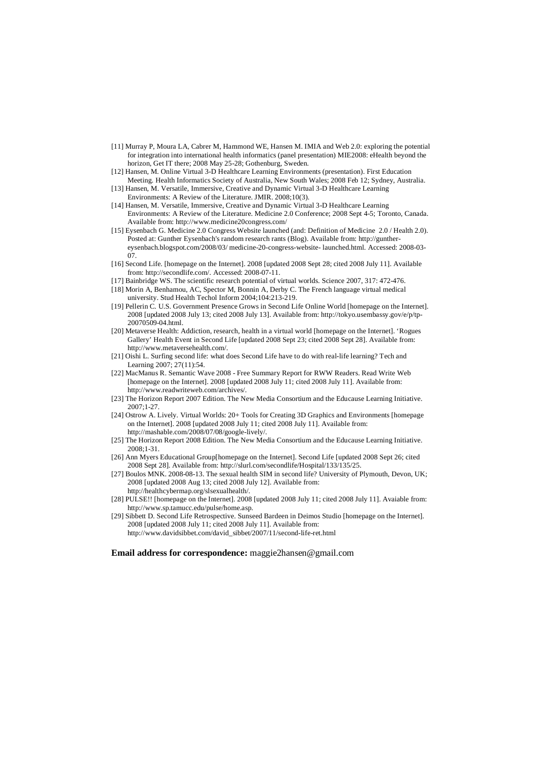[11] Murray P, Moura LA, Cabrer M, Hammond WE, Hansen M. IMIA and Web 2.0: exploring the potential for integration into international health informatics (panel presentation) MIE2008: eHealth beyond the horizon, Get IT there; 2008 May 25-28; Gothenburg, Sweden.

[12] Hansen, M. Online Virtual 3-D Healthcare Learning Environments (presentation). First Education Meeting. Health Informatics Society of Australia, New South Wales; 2008 Feb 12; Sydney, Australia.

[13] Hansen, M. Versatile, Immersive, Creative and Dynamic Virtual 3-D Healthcare Learning Environments: A Review of the Literature. JMIR. 2008;10(3).

[14] Hansen, M. Versatile, Immersive, Creative and Dynamic Virtual 3-D Healthcare Learning Environments: A Review of the Literature. Medicine 2.0 Conference; 2008 Sept 4-5; Toronto, Canada. Available from: http://www.medicine20congress.com/

[15] Eysenbach G. Medicine 2.0 Congress Website launched (and: Definition of Medicine 2.0 / Health 2.0). Posted at: Gunther Eysenbach's random research rants (Blog). Available from: http://gunther-eysenbach.blogspot.com/2008/03/ medicine-20-congress-website- launched.html. Accessed: 2008-03-07.

[16] Second Life. [homepage on the Internet]. 2008 [updated 2008 Sept 28; cited 2008 July 11]. Available from: http://secondlife.com/. Accessed: 2008-07-11.

[17] Bainbridge WS. The scientific research potential of virtual worlds. Science 2007, 317: 472-476.

[18] Morin A, Benhamou, AC, Spector M, Bonnin A, Derby C. The French language virtual medical university. Stud Health Techol Inform 2004;104:213-219.

[19] Pellerin C. U.S. Government Presence Grows in Second Life Online World [homepage on the Internet]. 2008 [updated 2008 July 13; cited 2008 July 13]. Available from: http://tokyo.usembassy.gov/e/p/tp-20070509-04.html.

[20] Metaverse Health: Addiction, research, health in a virtual world [homepage on the Internet]. 'Rogues Gallery' Health Event in Second Life [updated 2008 Sept 23; cited 2008 Sept 28]. Available from: http://www.metaversehealth.com/.

[21] Oishi L. Surfing second life: what does Second Life have to do with real-life learning? Tech and Learning 2007; 27(11):54.

[22] MacManus R. Semantic Wave 2008 - Free Summary Report for RWW Readers. Read Write Web [homepage on the Internet]. 2008 [updated 2008 July 11; cited 2008 July 11]. Available from: http://www.readwriteweb.com/archives/.

[23] The Horizon Report 2007 Edition. The New Media Consortium and the Educause Learning Initiative. 2007;1-27.

[24] Ostrow A. Lively. Virtual Worlds: 20+ Tools for Creating 3D Graphics and Environments [homepage on the Internet]. 2008 [updated 2008 July 11; cited 2008 July 11]. Available from: http://mashable.com/2008/07/08/google-lively/.

[25] The Horizon Report 2008 Edition. The New Media Consortium and the Educause Learning Initiative. 2008;1-31.

[26] Ann Myers Educational Group[homepage on the Internet]. Second Life [updated 2008 Sept 26; cited 2008 Sept 28]. Available from: http://slurl.com/secondlife/Hospital/133/135/25.

[27] Boulos MNK. 2008-08-13. The sexual health SIM in second life? University of Plymouth, Devon, UK; 2008 [updated 2008 Aug 13; cited 2008 July 12]. Available from: http://healthcybermap.org/slsexualhealth/.

[28] PULSE!! [homepage on the Internet]. 2008 [updated 2008 July 11; cited 2008 July 11]. Avaiable from: http://www.sp.tamucc.edu/pulse/home.asp.

[29] Sibbett D. Second Life Retrospective. Sunseed Bardeen in Deimos Studio [homepage on the Internet]. 2008 [updated 2008 July 11; cited 2008 July 11]. Available from: http://www.davidsibbet.com/david_sibbet/2007/11/second-life-ret.html

**Email address for correspondence:** maggie2hansen@gmail.com